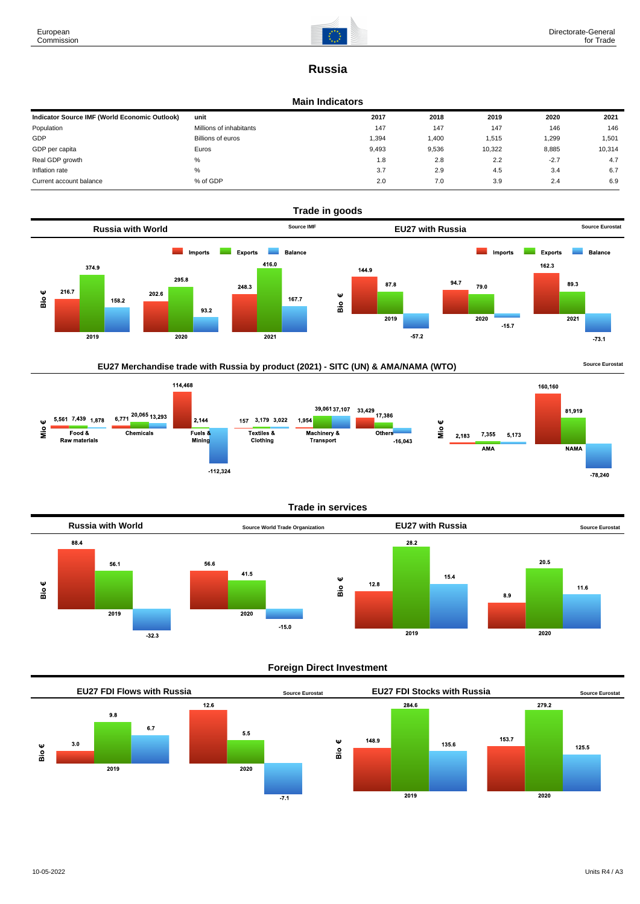# Russia

## Main Indicators

| Indicator Source IMF (World Economic Outlook) | unit | 2017 | 2018 | 2019 | 2020 | 2021 |
|---|---|---|---|---|---|---|
| Population | Millions of inhabitants | 147 | 147 | 147 | 146 | 146 |
| GDP | Billions of euros | 1,394 | 1,400 | 1,515 | 1,299 | 1,501 |
| GDP per capita | Euros | 9,493 | 9,536 | 10,322 | 8,885 | 10,314 |
| Real GDP growth | % | 1.8 | 2.8 | 2.2 | -2.7 | 4.7 |
| Inflation rate | % | 3.7 | 2.9 | 4.5 | 3.4 | 6.7 |
| Current account balance | % of GDP | 2.0 | 7.0 | 3.9 | 2.4 | 6.9 |

## Trade in goods

### Russia with World

Source IMF

Bio €

| | Imports | Exports | Balance |
|---|---|---|---|
| 2019 | 216.7 | 374.9 | 158.2 |
| 2020 | 202.6 | 295.8 | 93.2 |
| 2021 | 248.3 | 416.0 | 167.7 |

### EU27 with Russia

Source Eurostat

Bio €

| | Imports | Exports | Balance |
|---|---|---|---|
| 2019 | 144.9 | 87.8 | -57.2 |
| 2020 | 94.7 | 79.0 | -15.7 |
| 2021 | 162.3 | 89.3 | -73.1 |

### EU27 Merchandise trade with Russia by product (2021) - SITC (UN) & AMA/NAMA (WTO)

Source Eurostat

Mio €

| | Imports | Exports | Balance |
|---|---|---|---|
| Food & Raw materials | 5,561 | 7,439 | 1,878 |
| Chemicals | 6,771 | 20,065 | 13,293 |
| Fuels & Mining | 114,468 | 2,144 | -112,324 |
| Textiles & Clothing | 157 | 3,179 | 3,022 |
| Machinery & Transport | 1,954 | 39,061 | 37,107 |
| Others | 33,429 | 17,386 | -16,043 |

| | Imports | Exports | Balance |
|---|---|---|---|
| AMA | 2,183 | 7,355 | 5,173 |
| NAMA | 160,160 | 81,919 | -78,240 |

## Trade in services

### Russia with World

Source World Trade Organization

Bio €

| | Imports | Exports | Balance |
|---|---|---|---|
| 2019 | 88.4 | 56.1 | -32.3 |
| 2020 | 56.6 | 41.5 | -15.0 |

### EU27 with Russia

Source Eurostat

Bio €

| | Imports | Exports | Balance |
|---|---|---|---|
| 2019 | 12.8 | 28.2 | 15.4 |
| 2020 | 8.9 | 20.5 | 11.6 |

## Foreign Direct Investment

### EU27 FDI Flows with Russia

Source Eurostat

Bio €

| | Inward | Outward | Balance |
|---|---|---|---|
| 2019 | 3.0 | 9.8 | 6.7 |
| 2020 | 12.6 | 5.5 | -7.1 |

### EU27 FDI Stocks with Russia

Source Eurostat

Bio €

| | Inward | Outward | Balance |
|---|---|---|---|
| 2019 | 148.9 | 284.6 | 135.6 |
| 2020 | 153.7 | 279.2 | 125.5 |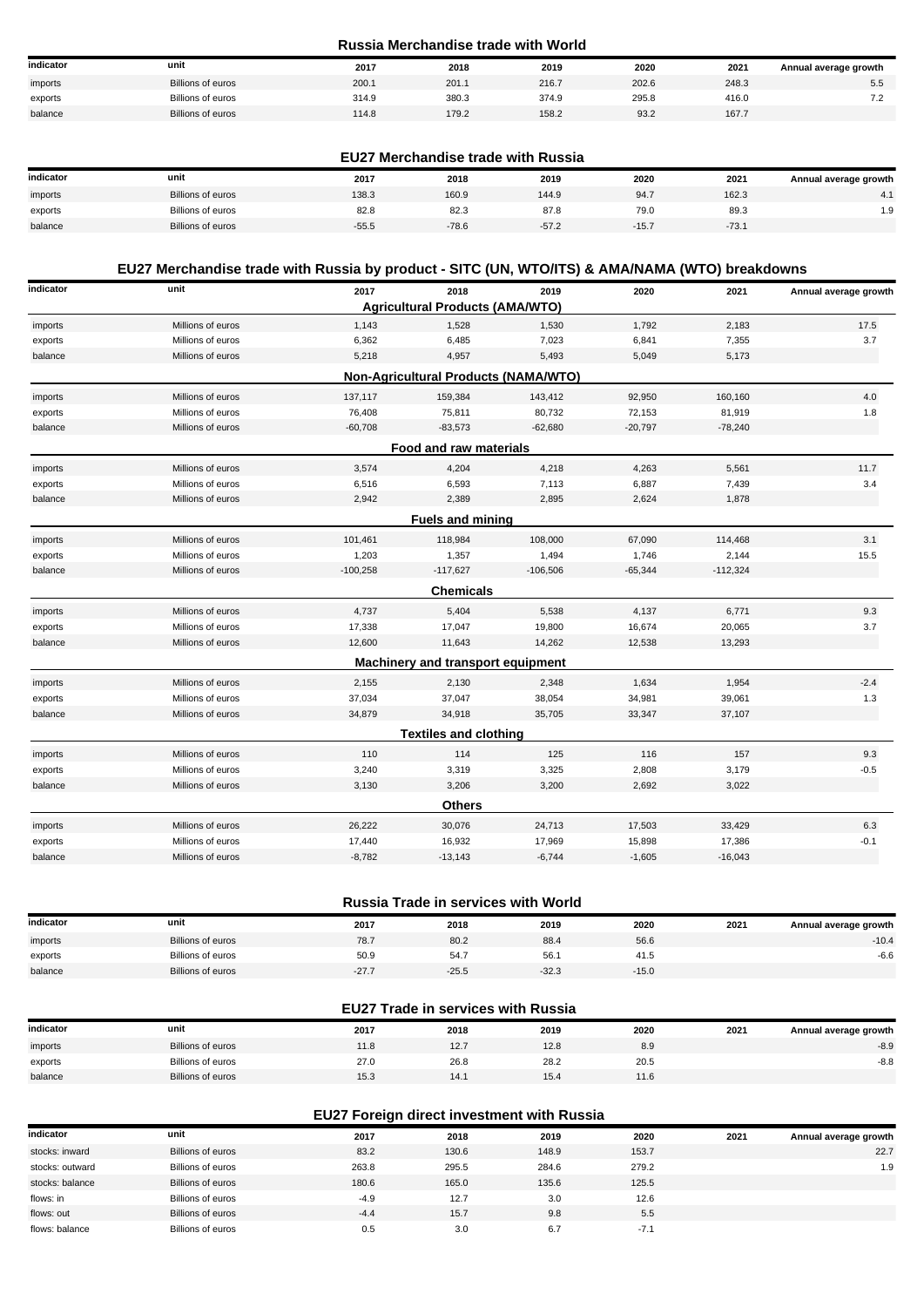### Russia Merchandise trade with World

| indicator | unit | 2017 | 2018 | 2019 | 2020 | 2021 | Annual average growth |
|---|---|---|---|---|---|---|---|
| imports | Billions of euros | 200.1 | 201.1 | 216.7 | 202.6 | 248.3 | 5.5 |
| exports | Billions of euros | 314.9 | 380.3 | 374.9 | 295.8 | 416.0 | 7.2 |
| balance | Billions of euros | 114.8 | 179.2 | 158.2 | 93.2 | 167.7 | |

### EU27 Merchandise trade with Russia

| indicator | unit | 2017 | 2018 | 2019 | 2020 | 2021 | Annual average growth |
|---|---|---|---|---|---|---|---|
| imports | Billions of euros | 138.3 | 160.9 | 144.9 | 94.7 | 162.3 | 4.1 |
| exports | Billions of euros | 82.8 | 82.3 | 87.8 | 79.0 | 89.3 | 1.9 |
| balance | Billions of euros | -55.5 | -78.6 | -57.2 | -15.7 | -73.1 | |

### EU27 Merchandise trade with Russia by product - SITC (UN, WTO/ITS) & AMA/NAMA (WTO) breakdowns

| indicator | unit | 2017 | 2018 | 2019 | 2020 | 2021 | Annual average growth |
|---|---|---|---|---|---|---|---|
| | | | **Agricultural Products (AMA/WTO)** | | | | |
| imports | Millions of euros | 1,143 | 1,528 | 1,530 | 1,792 | 2,183 | 17.5 |
| exports | Millions of euros | 6,362 | 6,485 | 7,023 | 6,841 | 7,355 | 3.7 |
| balance | Millions of euros | 5,218 | 4,957 | 5,493 | 5,049 | 5,173 | |
| | | | **Non-Agricultural Products (NAMA/WTO)** | | | | |
| imports | Millions of euros | 137,117 | 159,384 | 143,412 | 92,950 | 160,160 | 4.0 |
| exports | Millions of euros | 76,408 | 75,811 | 80,732 | 72,153 | 81,919 | 1.8 |
| balance | Millions of euros | -60,708 | -83,573 | -62,680 | -20,797 | -78,240 | |
| | | | **Food and raw materials** | | | | |
| imports | Millions of euros | 3,574 | 4,204 | 4,218 | 4,263 | 5,561 | 11.7 |
| exports | Millions of euros | 6,516 | 6,593 | 7,113 | 6,887 | 7,439 | 3.4 |
| balance | Millions of euros | 2,942 | 2,389 | 2,895 | 2,624 | 1,878 | |
| | | | **Fuels and mining** | | | | |
| imports | Millions of euros | 101,461 | 118,984 | 108,000 | 67,090 | 114,468 | 3.1 |
| exports | Millions of euros | 1,203 | 1,357 | 1,494 | 1,746 | 2,144 | 15.5 |
| balance | Millions of euros | -100,258 | -117,627 | -106,506 | -65,344 | -112,324 | |
| | | | **Chemicals** | | | | |
| imports | Millions of euros | 4,737 | 5,404 | 5,538 | 4,137 | 6,771 | 9.3 |
| exports | Millions of euros | 17,338 | 17,047 | 19,800 | 16,674 | 20,065 | 3.7 |
| balance | Millions of euros | 12,600 | 11,643 | 14,262 | 12,538 | 13,293 | |
| | | | **Machinery and transport equipment** | | | | |
| imports | Millions of euros | 2,155 | 2,130 | 2,348 | 1,634 | 1,954 | -2.4 |
| exports | Millions of euros | 37,034 | 37,047 | 38,054 | 34,981 | 39,061 | 1.3 |
| balance | Millions of euros | 34,879 | 34,918 | 35,705 | 33,347 | 37,107 | |
| | | | **Textiles and clothing** | | | | |
| imports | Millions of euros | 110 | 114 | 125 | 116 | 157 | 9.3 |
| exports | Millions of euros | 3,240 | 3,319 | 3,325 | 2,808 | 3,179 | -0.5 |
| balance | Millions of euros | 3,130 | 3,206 | 3,200 | 2,692 | 3,022 | |
| | | | **Others** | | | | |
| imports | Millions of euros | 26,222 | 30,076 | 24,713 | 17,503 | 33,429 | 6.3 |
| exports | Millions of euros | 17,440 | 16,932 | 17,969 | 15,898 | 17,386 | -0.1 |
| balance | Millions of euros | -8,782 | -13,143 | -6,744 | -1,605 | -16,043 | |

### Russia Trade in services with World

| indicator | unit | 2017 | 2018 | 2019 | 2020 | 2021 | Annual average growth |
|---|---|---|---|---|---|---|---|
| imports | Billions of euros | 78.7 | 80.2 | 88.4 | 56.6 | | -10.4 |
| exports | Billions of euros | 50.9 | 54.7 | 56.1 | 41.5 | | -6.6 |
| balance | Billions of euros | -27.7 | -25.5 | -32.3 | -15.0 | | |

### EU27 Trade in services with Russia

| indicator | unit | 2017 | 2018 | 2019 | 2020 | 2021 | Annual average growth |
|---|---|---|---|---|---|---|---|
| imports | Billions of euros | 11.8 | 12.7 | 12.8 | 8.9 | | -8.9 |
| exports | Billions of euros | 27.0 | 26.8 | 28.2 | 20.5 | | -8.8 |
| balance | Billions of euros | 15.3 | 14.1 | 15.4 | 11.6 | | |

### EU27 Foreign direct investment with Russia

| indicator | unit | 2017 | 2018 | 2019 | 2020 | 2021 | Annual average growth |
|---|---|---|---|---|---|---|---|
| stocks: inward | Billions of euros | 83.2 | 130.6 | 148.9 | 153.7 | | 22.7 |
| stocks: outward | Billions of euros | 263.8 | 295.5 | 284.6 | 279.2 | | 1.9 |
| stocks: balance | Billions of euros | 180.6 | 165.0 | 135.6 | 125.5 | | |
| flows: in | Billions of euros | -4.9 | 12.7 | 3.0 | 12.6 | | |
| flows: out | Billions of euros | -4.4 | 15.7 | 9.8 | 5.5 | | |
| flows: balance | Billions of euros | 0.5 | 3.0 | 6.7 | -7.1 | | |